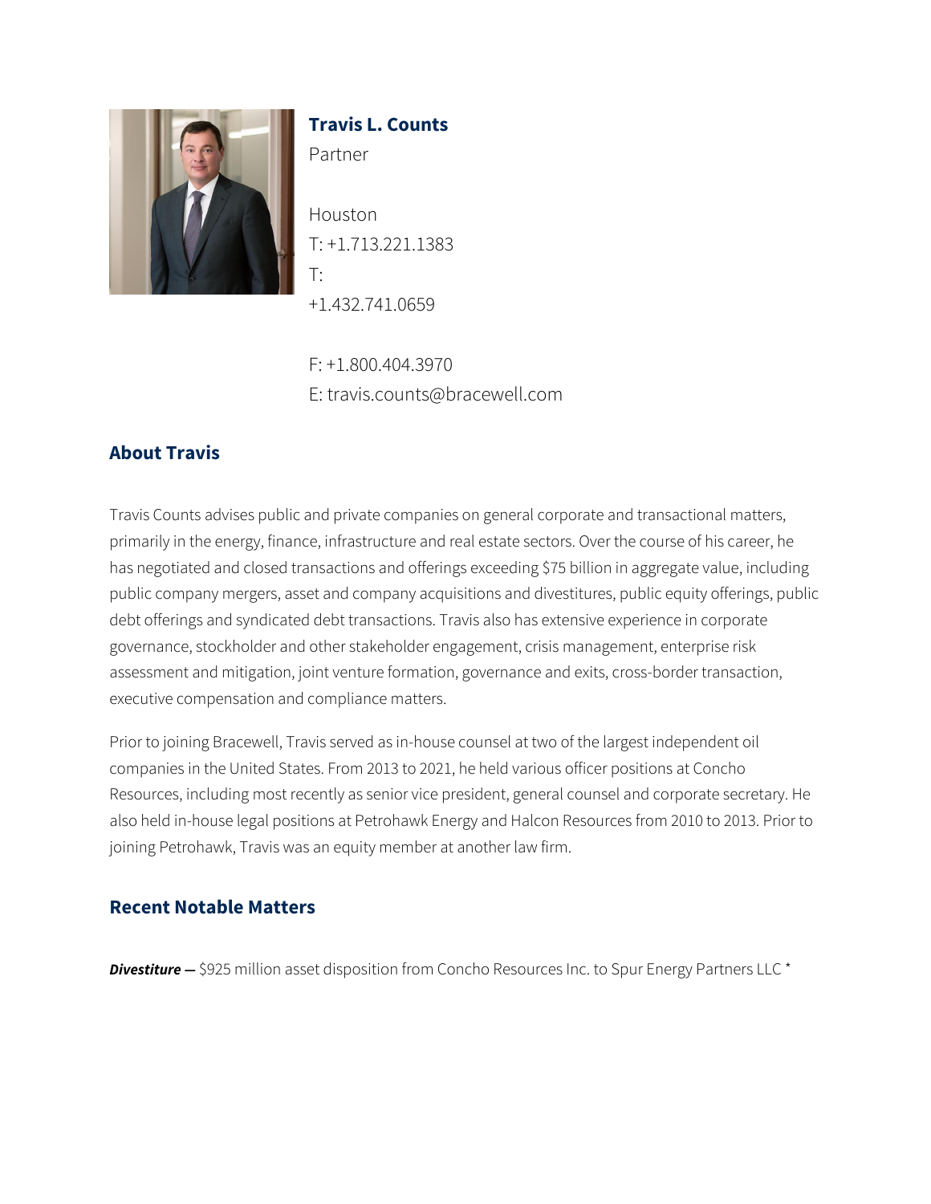## Travis L. Counts

Partner

Houston
T: +1.713.221.1383
T:
+1.432.741.0659

F: +1.800.404.3970
E: travis.counts@bracewell.com

## About Travis

Travis Counts advises public and private companies on general corporate and transactional matters, primarily in the energy, finance, infrastructure and real estate sectors. Over the course of his career, he has negotiated and closed transactions and offerings exceeding $75 billion in aggregate value, including public company mergers, asset and company acquisitions and divestitures, public equity offerings, public debt offerings and syndicated debt transactions. Travis also has extensive experience in corporate governance, stockholder and other stakeholder engagement, crisis management, enterprise risk assessment and mitigation, joint venture formation, governance and exits, cross-border transaction, executive compensation and compliance matters.

Prior to joining Bracewell, Travis served as in-house counsel at two of the largest independent oil companies in the United States. From 2013 to 2021, he held various officer positions at Concho Resources, including most recently as senior vice president, general counsel and corporate secretary. He also held in-house legal positions at Petrohawk Energy and Halcon Resources from 2010 to 2013. Prior to joining Petrohawk, Travis was an equity member at another law firm.

## Recent Notable Matters

***Divestiture —*** $925 million asset disposition from Concho Resources Inc. to Spur Energy Partners LLC *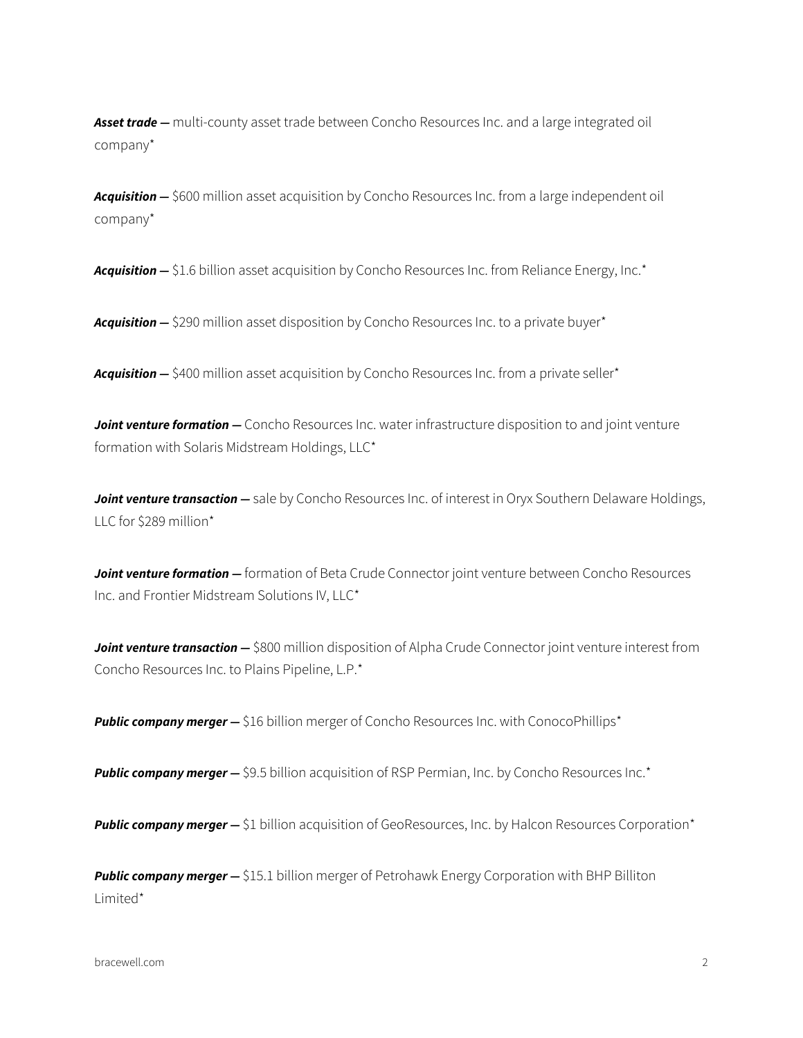***Asset trade —*** multi-county asset trade between Concho Resources Inc. and a large integrated oil company*

***Acquisition —*** $600 million asset acquisition by Concho Resources Inc. from a large independent oil company*

***Acquisition —*** $1.6 billion asset acquisition by Concho Resources Inc. from Reliance Energy, Inc.*

***Acquisition —*** $290 million asset disposition by Concho Resources Inc. to a private buyer*

***Acquisition —*** $400 million asset acquisition by Concho Resources Inc. from a private seller*

***Joint venture formation —*** Concho Resources Inc. water infrastructure disposition to and joint venture formation with Solaris Midstream Holdings, LLC*

***Joint venture transaction —*** sale by Concho Resources Inc. of interest in Oryx Southern Delaware Holdings, LLC for $289 million*

***Joint venture formation —*** formation of Beta Crude Connector joint venture between Concho Resources Inc. and Frontier Midstream Solutions IV, LLC*

***Joint venture transaction —*** $800 million disposition of Alpha Crude Connector joint venture interest from Concho Resources Inc. to Plains Pipeline, L.P.*

***Public company merger —*** $16 billion merger of Concho Resources Inc. with ConocoPhillips*

***Public company merger —*** $9.5 billion acquisition of RSP Permian, Inc. by Concho Resources Inc.*

***Public company merger —*** $1 billion acquisition of GeoResources, Inc. by Halcon Resources Corporation*

***Public company merger —*** $15.1 billion merger of Petrohawk Energy Corporation with BHP Billiton Limited*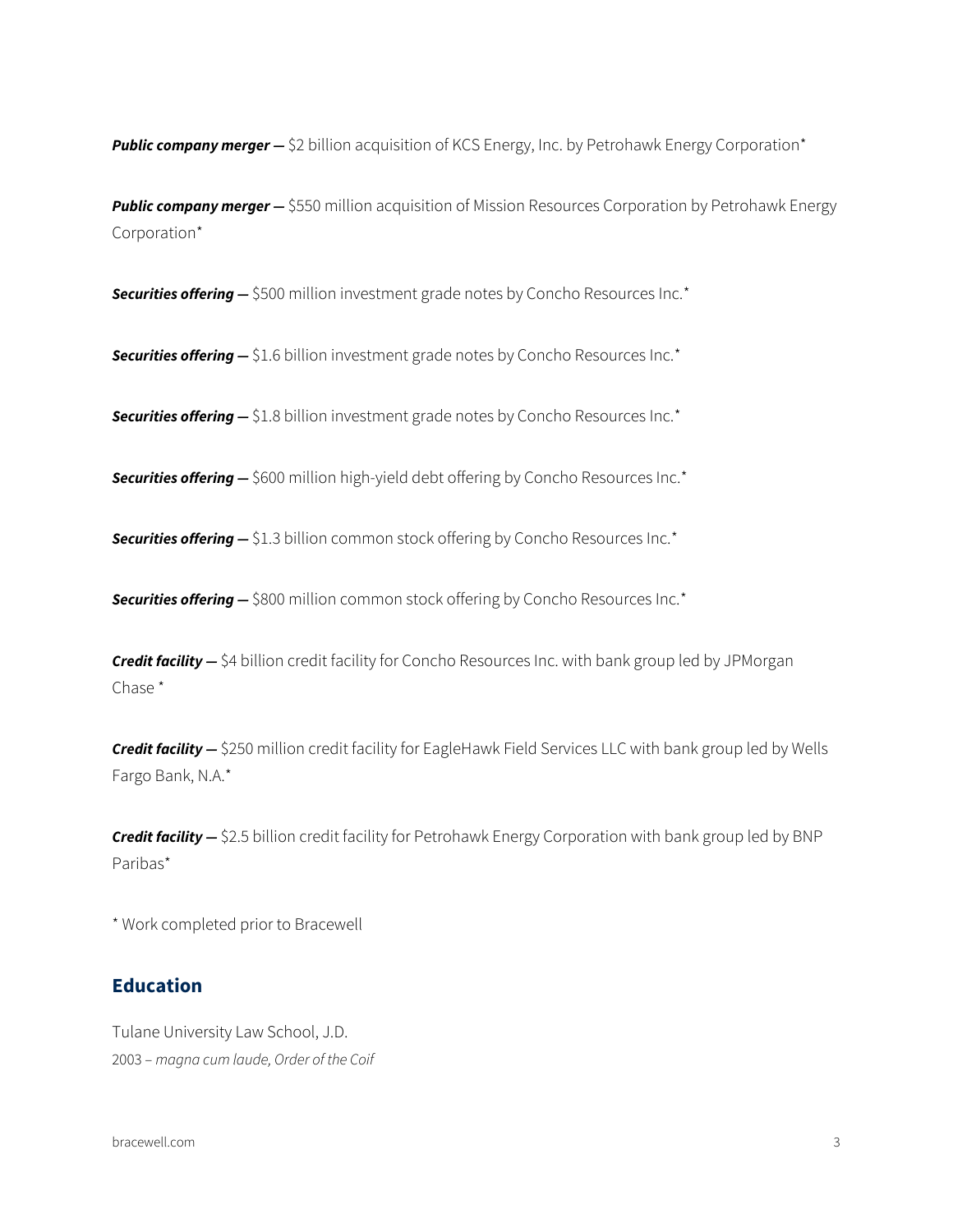***Public company merger —*** $2 billion acquisition of KCS Energy, Inc. by Petrohawk Energy Corporation*

***Public company merger —*** $550 million acquisition of Mission Resources Corporation by Petrohawk Energy Corporation*

***Securities offering —*** $500 million investment grade notes by Concho Resources Inc.*

***Securities offering —*** $1.6 billion investment grade notes by Concho Resources Inc.*

***Securities offering —*** $1.8 billion investment grade notes by Concho Resources Inc.*

***Securities offering —*** $600 million high-yield debt offering by Concho Resources Inc.*

***Securities offering —*** $1.3 billion common stock offering by Concho Resources Inc.*

***Securities offering —*** $800 million common stock offering by Concho Resources Inc.*

***Credit facility —*** $4 billion credit facility for Concho Resources Inc. with bank group led by JPMorgan Chase *

***Credit facility —*** $250 million credit facility for EagleHawk Field Services LLC with bank group led by Wells Fargo Bank, N.A.*

***Credit facility —*** $2.5 billion credit facility for Petrohawk Energy Corporation with bank group led by BNP Paribas*

* Work completed prior to Bracewell

## Education

Tulane University Law School, J.D.
2003 – *magna cum laude, Order of the Coif*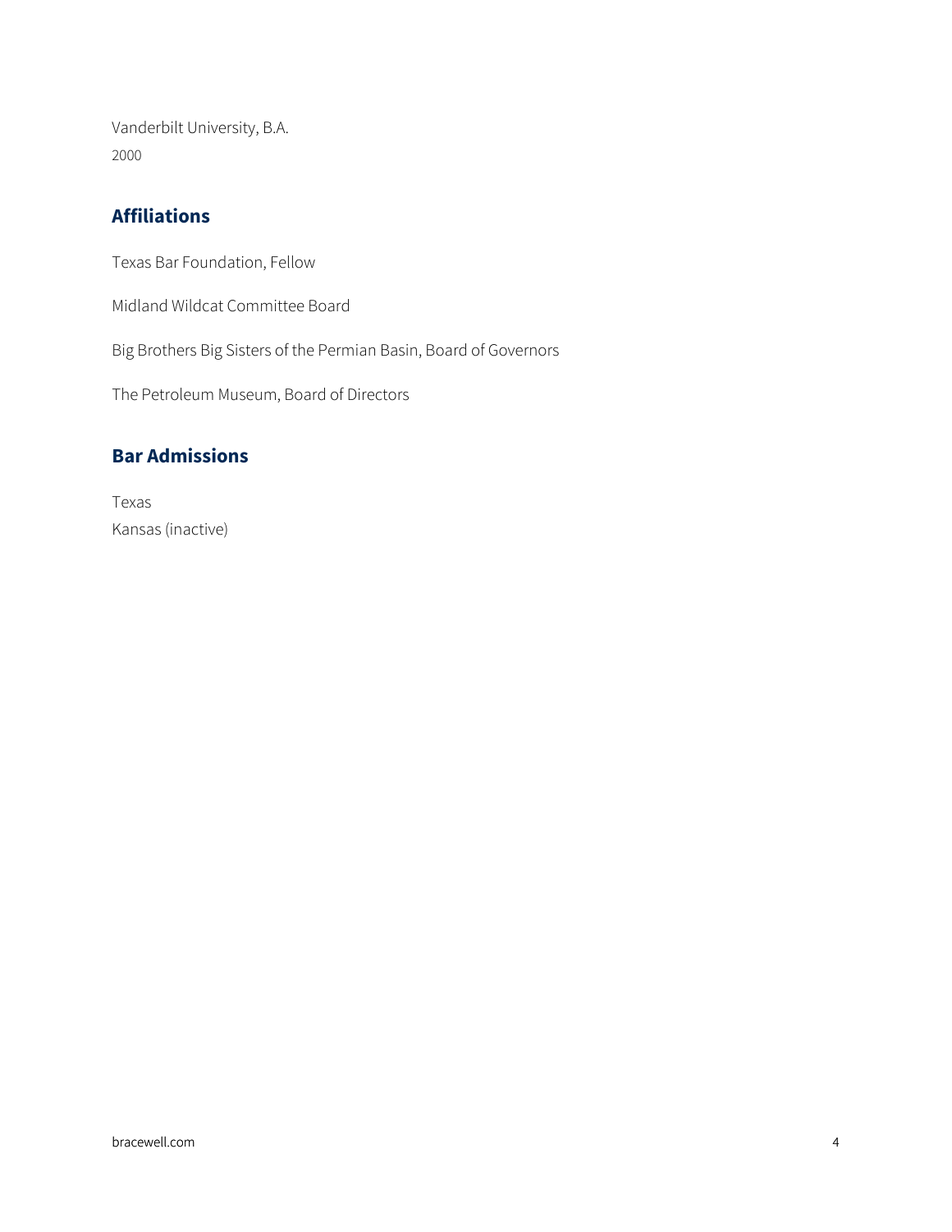Vanderbilt University, B.A.
2000

## Affiliations

Texas Bar Foundation, Fellow

Midland Wildcat Committee Board

Big Brothers Big Sisters of the Permian Basin, Board of Governors

The Petroleum Museum, Board of Directors

## Bar Admissions

Texas
Kansas (inactive)